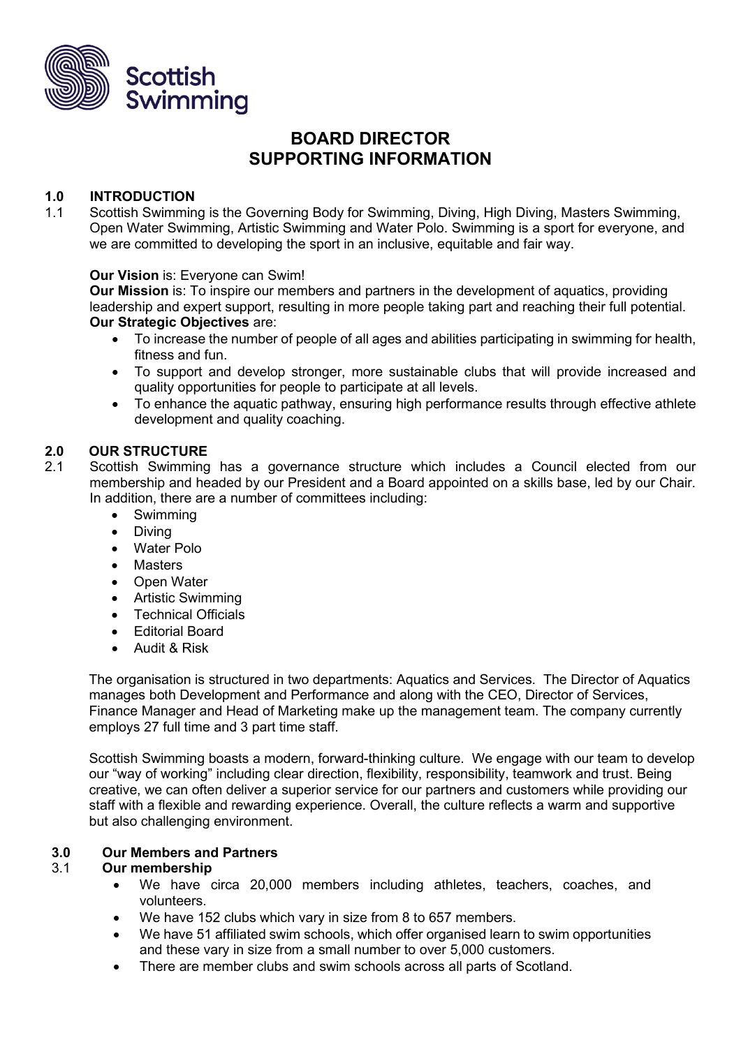# BOARD DIRECTOR SUPPORTING INFORMATION

## 1.0 INTRODUCTION

1.1 Scottish Swimming is the Governing Body for Swimming, Diving, High Diving, Masters Swimming, Open Water Swimming, Artistic Swimming and Water Polo. Swimming is a sport for everyone, and we are committed to developing the sport in an inclusive, equitable and fair way.

**Our Vision** is: Everyone can Swim!

**Our Mission** is: To inspire our members and partners in the development of aquatics, providing leadership and expert support, resulting in more people taking part and reaching their full potential.

**Our Strategic Objectives** are:

- To increase the number of people of all ages and abilities participating in swimming for health, fitness and fun.
- To support and develop stronger, more sustainable clubs that will provide increased and quality opportunities for people to participate at all levels.
- To enhance the aquatic pathway, ensuring high performance results through effective athlete development and quality coaching.

## 2.0 OUR STRUCTURE

2.1 Scottish Swimming has a governance structure which includes a Council elected from our membership and headed by our President and a Board appointed on a skills base, led by our Chair. In addition, there are a number of committees including:

- Swimming
- Diving
- Water Polo
- Masters
- Open Water
- Artistic Swimming
- Technical Officials
- Editorial Board
- Audit & Risk

The organisation is structured in two departments: Aquatics and Services. The Director of Aquatics manages both Development and Performance and along with the CEO, Director of Services, Finance Manager and Head of Marketing make up the management team. The company currently employs 27 full time and 3 part time staff.

Scottish Swimming boasts a modern, forward-thinking culture. We engage with our team to develop our "way of working" including clear direction, flexibility, responsibility, teamwork and trust. Being creative, we can often deliver a superior service for our partners and customers while providing our staff with a flexible and rewarding experience. Overall, the culture reflects a warm and supportive but also challenging environment.

## 3.0 Our Members and Partners

### 3.1 Our membership

- We have circa 20,000 members including athletes, teachers, coaches, and volunteers.
- We have 152 clubs which vary in size from 8 to 657 members.
- We have 51 affiliated swim schools, which offer organised learn to swim opportunities and these vary in size from a small number to over 5,000 customers.
- There are member clubs and swim schools across all parts of Scotland.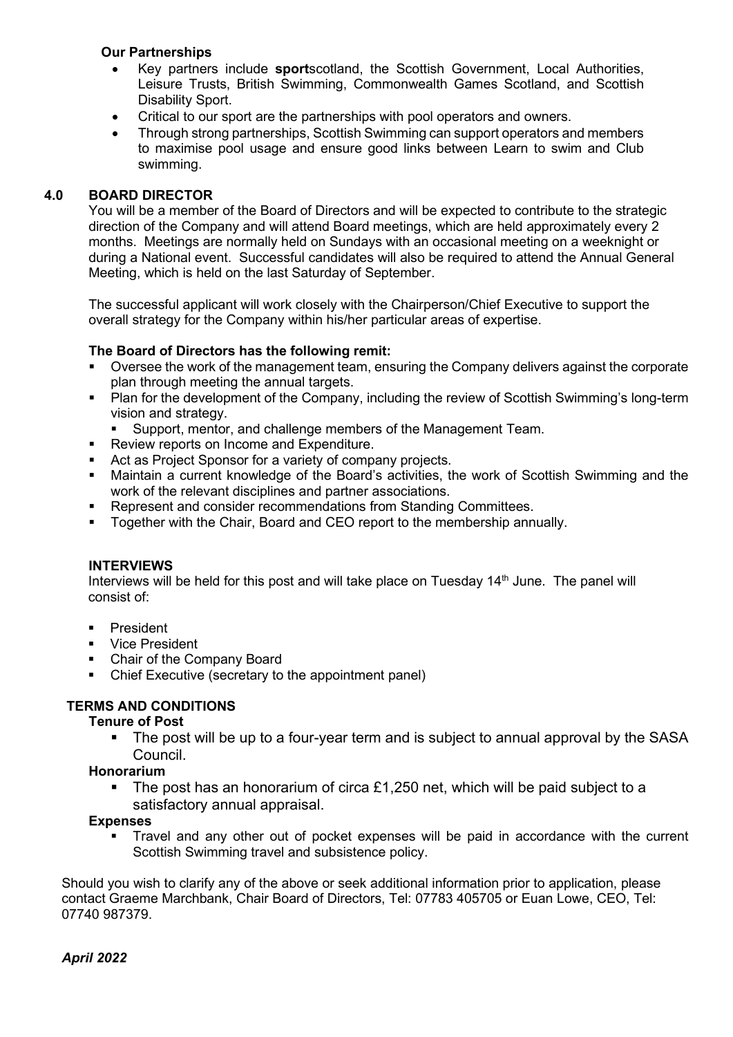### Our Partnerships

- Key partners include **sport**scotland, the Scottish Government, Local Authorities, Leisure Trusts, British Swimming, Commonwealth Games Scotland, and Scottish Disability Sport.
- Critical to our sport are the partnerships with pool operators and owners.
- Through strong partnerships, Scottish Swimming can support operators and members to maximise pool usage and ensure good links between Learn to swim and Club swimming.

## 4.0 BOARD DIRECTOR

You will be a member of the Board of Directors and will be expected to contribute to the strategic direction of the Company and will attend Board meetings, which are held approximately every 2 months. Meetings are normally held on Sundays with an occasional meeting on a weeknight or during a National event. Successful candidates will also be required to attend the Annual General Meeting, which is held on the last Saturday of September.

The successful applicant will work closely with the Chairperson/Chief Executive to support the overall strategy for the Company within his/her particular areas of expertise.

### The Board of Directors has the following remit:

- Oversee the work of the management team, ensuring the Company delivers against the corporate plan through meeting the annual targets.
- Plan for the development of the Company, including the review of Scottish Swimming's long-term vision and strategy.
  - Support, mentor, and challenge members of the Management Team.
- Review reports on Income and Expenditure.
- Act as Project Sponsor for a variety of company projects.
- Maintain a current knowledge of the Board's activities, the work of Scottish Swimming and the work of the relevant disciplines and partner associations.
- Represent and consider recommendations from Standing Committees.
- Together with the Chair, Board and CEO report to the membership annually.

### INTERVIEWS

Interviews will be held for this post and will take place on Tuesday 14th June. The panel will consist of:

- President
- Vice President
- Chair of the Company Board
- Chief Executive (secretary to the appointment panel)

## TERMS AND CONDITIONS

### Tenure of Post

- The post will be up to a four-year term and is subject to annual approval by the SASA Council.

### Honorarium

- The post has an honorarium of circa £1,250 net, which will be paid subject to a satisfactory annual appraisal.

### Expenses

- Travel and any other out of pocket expenses will be paid in accordance with the current Scottish Swimming travel and subsistence policy.

Should you wish to clarify any of the above or seek additional information prior to application, please contact Graeme Marchbank, Chair Board of Directors, Tel: 07783 405705 or Euan Lowe, CEO, Tel: 07740 987379.

***April 2022***